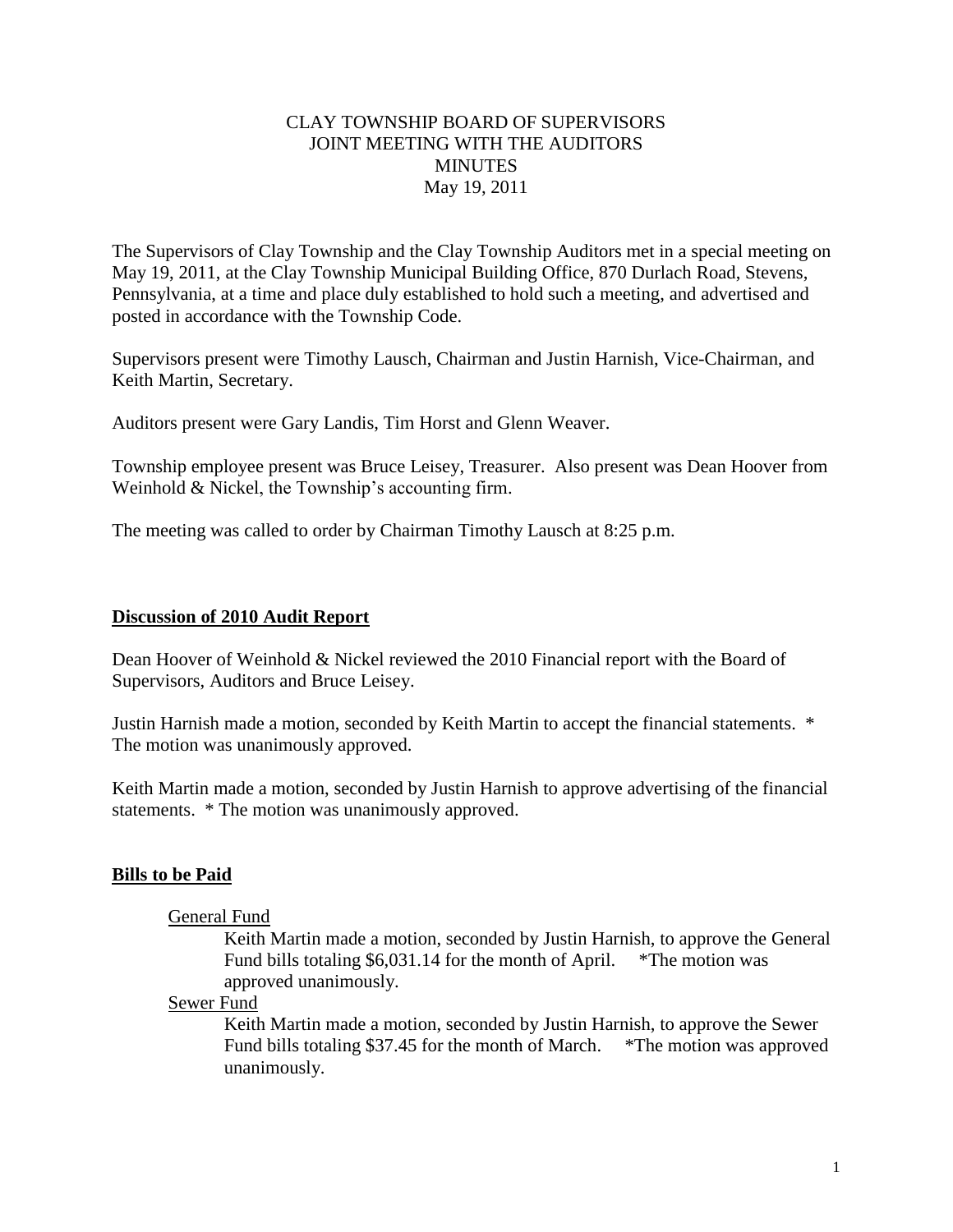CLAY TOWNSHIP BOARD OF SUPERVISORS
JOINT MEETING WITH THE AUDITORS
MINUTES
May 19, 2011

The Supervisors of Clay Township and the Clay Township Auditors met in a special meeting on May 19, 2011, at the Clay Township Municipal Building Office, 870 Durlach Road, Stevens, Pennsylvania, at a time and place duly established to hold such a meeting, and advertised and posted in accordance with the Township Code.

Supervisors present were Timothy Lausch, Chairman and Justin Harnish, Vice-Chairman, and Keith Martin, Secretary.

Auditors present were Gary Landis, Tim Horst and Glenn Weaver.

Township employee present was Bruce Leisey, Treasurer. Also present was Dean Hoover from Weinhold & Nickel, the Township's accounting firm.

The meeting was called to order by Chairman Timothy Lausch at 8:25 p.m.

## Discussion of 2010 Audit Report

Dean Hoover of Weinhold & Nickel reviewed the 2010 Financial report with the Board of Supervisors, Auditors and Bruce Leisey.

Justin Harnish made a motion, seconded by Keith Martin to accept the financial statements. * The motion was unanimously approved.

Keith Martin made a motion, seconded by Justin Harnish to approve advertising of the financial statements. * The motion was unanimously approved.

## Bills to be Paid

General Fund

Keith Martin made a motion, seconded by Justin Harnish, to approve the General Fund bills totaling $6,031.14 for the month of April. *The motion was approved unanimously.

Sewer Fund

Keith Martin made a motion, seconded by Justin Harnish, to approve the Sewer Fund bills totaling $37.45 for the month of March. *The motion was approved unanimously.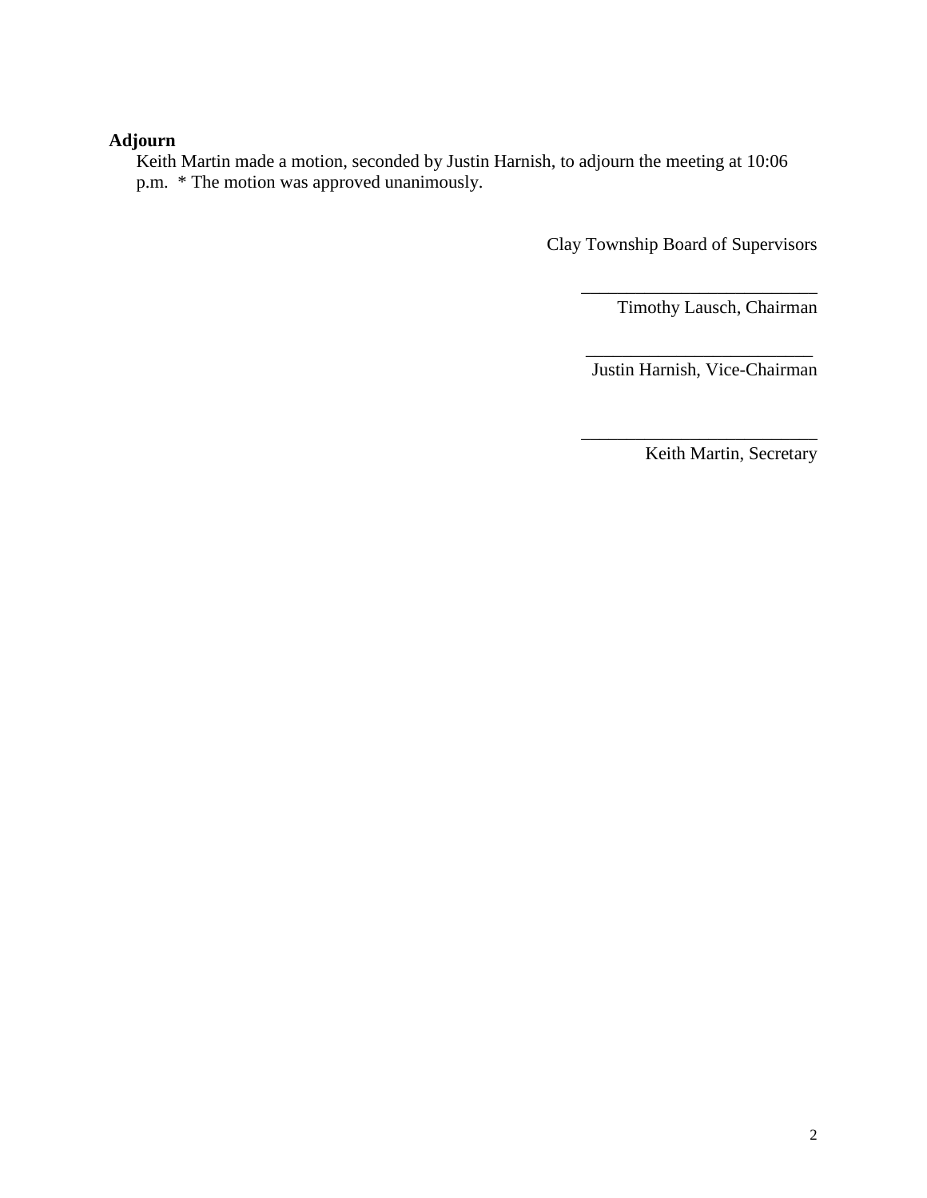**Adjourn**

Keith Martin made a motion, seconded by Justin Harnish, to adjourn the meeting at 10:06 p.m. * The motion was approved unanimously.

Clay Township Board of Supervisors

\_\_\_\_\_\_\_\_\_\_\_\_\_\_\_\_\_\_\_\_\_\_\_\_\_\_\_

Timothy Lausch, Chairman

\_\_\_\_\_\_\_\_\_\_\_\_\_\_\_\_\_\_\_\_\_\_\_\_\_

Justin Harnish, Vice-Chairman

\_\_\_\_\_\_\_\_\_\_\_\_\_\_\_\_\_\_\_\_\_\_\_\_\_\_\_

Keith Martin, Secretary